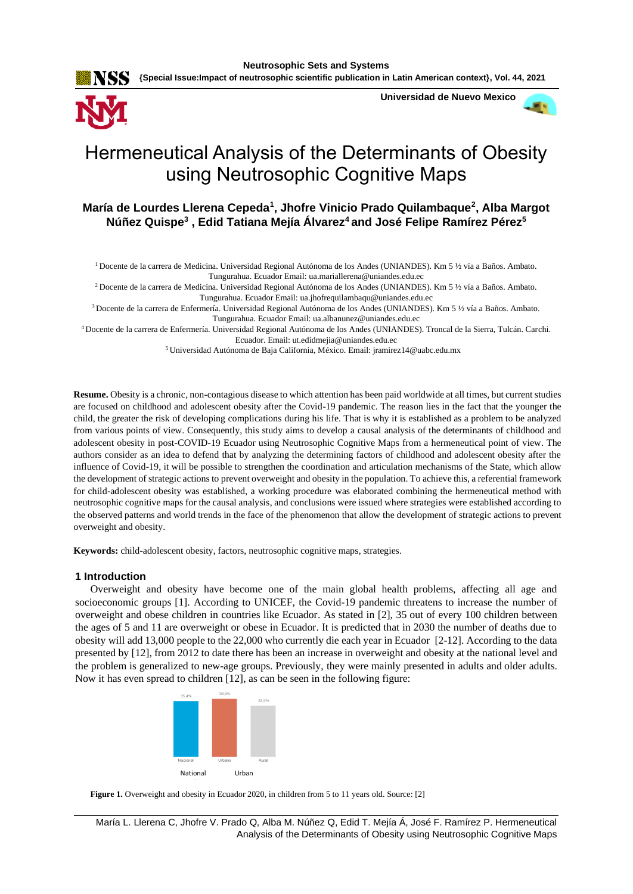# Hermeneutical Analysis of the Determinants of Obesity using Neutrosophic Cognitive Maps

**María de Lourdes Llerena Cepeda[1], Jhofre Vinicio Prado Quilambaque[2], Alba Margot Núñez Quispe[3] , Edid Tatiana Mejía Álvarez[4] and José Felipe Ramírez Pérez[5]**

[1] Docente de la carrera de Medicina. Universidad Regional Autónoma de los Andes (UNIANDES). Km 5 ½ vía a Baños. Ambato. Tungurahua. Ecuador Email: ua.mariallerena@uniandes.edu.ec

[2] Docente de la carrera de Medicina. Universidad Regional Autónoma de los Andes (UNIANDES). Km 5 ½ vía a Baños. Ambato. Tungurahua. Ecuador Email: ua.jhofrequilambaqu@uniandes.edu.ec

[3] Docente de la carrera de Enfermería. Universidad Regional Autónoma de los Andes (UNIANDES). Km 5 ½ vía a Baños. Ambato. Tungurahua. Ecuador Email: ua.albanunez@uniandes.edu.ec

[4] Docente de la carrera de Enfermería. Universidad Regional Autónoma de los Andes (UNIANDES). Troncal de la Sierra, Tulcán. Carchi. Ecuador. Email: ut.edidmejia@uniandes.edu.ec

[5] Universidad Autónoma de Baja California, México. Email: jramirez14@uabc.edu.mx

**Resume.** Obesity is a chronic, non-contagious disease to which attention has been paid worldwide at all times, but current studies are focused on childhood and adolescent obesity after the Covid-19 pandemic. The reason lies in the fact that the younger the child, the greater the risk of developing complications during his life. That is why it is established as a problem to be analyzed from various points of view. Consequently, this study aims to develop a causal analysis of the determinants of childhood and adolescent obesity in post-COVID-19 Ecuador using Neutrosophic Cognitive Maps from a hermeneutical point of view. The authors consider as an idea to defend that by analyzing the determining factors of childhood and adolescent obesity after the influence of Covid-19, it will be possible to strengthen the coordination and articulation mechanisms of the State, which allow the development of strategic actions to prevent overweight and obesity in the population. To achieve this, a referential framework for child-adolescent obesity was established, a working procedure was elaborated combining the hermeneutical method with neutrosophic cognitive maps for the causal analysis, and conclusions were issued where strategies were established according to the observed patterns and world trends in the face of the phenomenon that allow the development of strategic actions to prevent overweight and obesity.

**Keywords:** child-adolescent obesity, factors, neutrosophic cognitive maps, strategies.

## 1 Introduction

Overweight and obesity have become one of the main global health problems, affecting all age and socioeconomic groups [1]. According to UNICEF, the Covid-19 pandemic threatens to increase the number of overweight and obese children in countries like Ecuador. As stated in [2], 35 out of every 100 children between the ages of 5 and 11 are overweight or obese in Ecuador. It is predicted that in 2030 the number of deaths due to obesity will add 13,000 people to the 22,000 who currently die each year in Ecuador [2-12]. According to the data presented by [12], from 2012 to date there has been an increase in overweight and obesity at the national level and the problem is generalized to new-age groups. Previously, they were mainly presented in adults and older adults. Now it has even spread to children [12], as can be seen in the following figure:

| Nacional | Urbano | Rural |
|---|---|---|
| 35,4% | 38,9% | 32,0% |

National Urban

**Figure 1.** Overweight and obesity in Ecuador 2020, in children from 5 to 11 years old. Source: [2]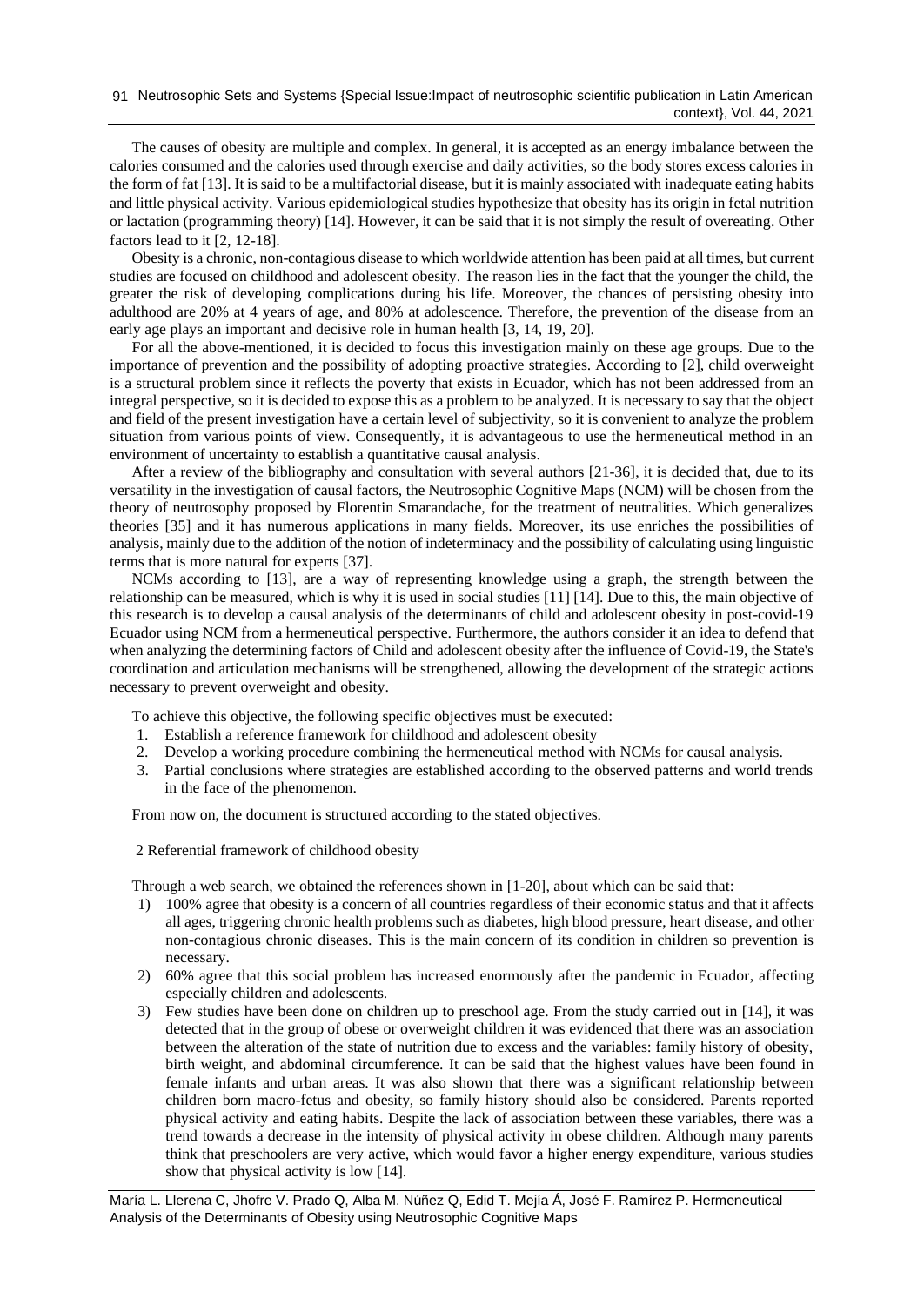The causes of obesity are multiple and complex. In general, it is accepted as an energy imbalance between the calories consumed and the calories used through exercise and daily activities, so the body stores excess calories in the form of fat [13]. It is said to be a multifactorial disease, but it is mainly associated with inadequate eating habits and little physical activity. Various epidemiological studies hypothesize that obesity has its origin in fetal nutrition or lactation (programming theory) [14]. However, it can be said that it is not simply the result of overeating. Other factors lead to it [2, 12-18].

Obesity is a chronic, non-contagious disease to which worldwide attention has been paid at all times, but current studies are focused on childhood and adolescent obesity. The reason lies in the fact that the younger the child, the greater the risk of developing complications during his life. Moreover, the chances of persisting obesity into adulthood are 20% at 4 years of age, and 80% at adolescence. Therefore, the prevention of the disease from an early age plays an important and decisive role in human health [3, 14, 19, 20].

For all the above-mentioned, it is decided to focus this investigation mainly on these age groups. Due to the importance of prevention and the possibility of adopting proactive strategies. According to [2], child overweight is a structural problem since it reflects the poverty that exists in Ecuador, which has not been addressed from an integral perspective, so it is decided to expose this as a problem to be analyzed. It is necessary to say that the object and field of the present investigation have a certain level of subjectivity, so it is convenient to analyze the problem situation from various points of view. Consequently, it is advantageous to use the hermeneutical method in an environment of uncertainty to establish a quantitative causal analysis.

After a review of the bibliography and consultation with several authors [21-36], it is decided that, due to its versatility in the investigation of causal factors, the Neutrosophic Cognitive Maps (NCM) will be chosen from the theory of neutrosophy proposed by Florentin Smarandache, for the treatment of neutralities. Which generalizes theories [35] and it has numerous applications in many fields. Moreover, its use enriches the possibilities of analysis, mainly due to the addition of the notion of indeterminacy and the possibility of calculating using linguistic terms that is more natural for experts [37].

NCMs according to [13], are a way of representing knowledge using a graph, the strength between the relationship can be measured, which is why it is used in social studies [11] [14]. Due to this, the main objective of this research is to develop a causal analysis of the determinants of child and adolescent obesity in post-covid-19 Ecuador using NCM from a hermeneutical perspective. Furthermore, the authors consider it an idea to defend that when analyzing the determining factors of Child and adolescent obesity after the influence of Covid-19, the State's coordination and articulation mechanisms will be strengthened, allowing the development of the strategic actions necessary to prevent overweight and obesity.

To achieve this objective, the following specific objectives must be executed:

1. Establish a reference framework for childhood and adolescent obesity
2. Develop a working procedure combining the hermeneutical method with NCMs for causal analysis.
3. Partial conclusions where strategies are established according to the observed patterns and world trends in the face of the phenomenon.

From now on, the document is structured according to the stated objectives.

## 2 Referential framework of childhood obesity

Through a web search, we obtained the references shown in [1-20], about which can be said that:

1) 100% agree that obesity is a concern of all countries regardless of their economic status and that it affects all ages, triggering chronic health problems such as diabetes, high blood pressure, heart disease, and other non-contagious chronic diseases. This is the main concern of its condition in children so prevention is necessary.
2) 60% agree that this social problem has increased enormously after the pandemic in Ecuador, affecting especially children and adolescents.
3) Few studies have been done on children up to preschool age. From the study carried out in [14], it was detected that in the group of obese or overweight children it was evidenced that there was an association between the alteration of the state of nutrition due to excess and the variables: family history of obesity, birth weight, and abdominal circumference. It can be said that the highest values have been found in female infants and urban areas. It was also shown that there was a significant relationship between children born macro-fetus and obesity, so family history should also be considered. Parents reported physical activity and eating habits. Despite the lack of association between these variables, there was a trend towards a decrease in the intensity of physical activity in obese children. Although many parents think that preschoolers are very active, which would favor a higher energy expenditure, various studies show that physical activity is low [14].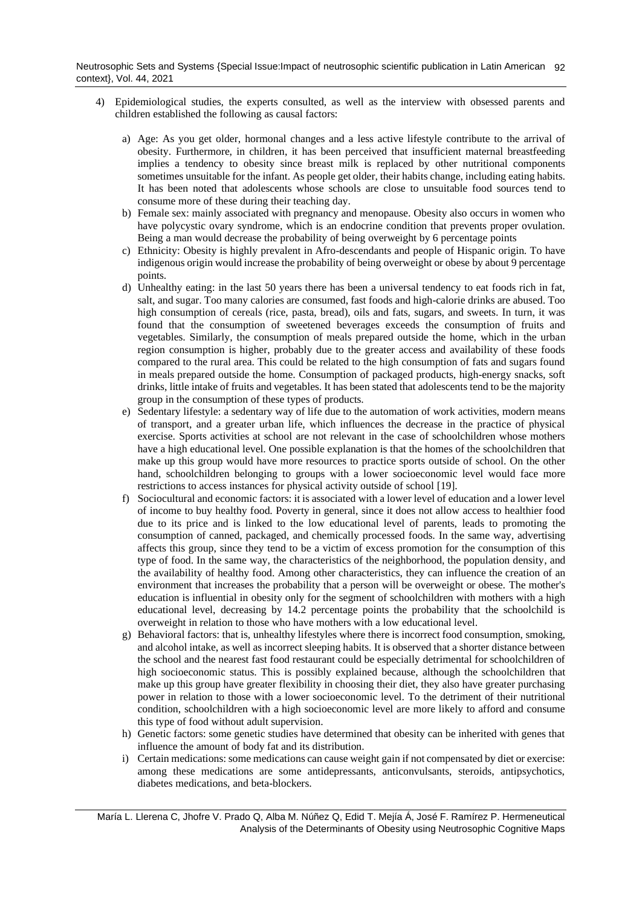4) Epidemiological studies, the experts consulted, as well as the interview with obsessed parents and children established the following as causal factors:

   a) Age: As you get older, hormonal changes and a less active lifestyle contribute to the arrival of obesity. Furthermore, in children, it has been perceived that insufficient maternal breastfeeding implies a tendency to obesity since breast milk is replaced by other nutritional components sometimes unsuitable for the infant. As people get older, their habits change, including eating habits. It has been noted that adolescents whose schools are close to unsuitable food sources tend to consume more of these during their teaching day.
   b) Female sex: mainly associated with pregnancy and menopause. Obesity also occurs in women who have polycystic ovary syndrome, which is an endocrine condition that prevents proper ovulation. Being a man would decrease the probability of being overweight by 6 percentage points
   c) Ethnicity: Obesity is highly prevalent in Afro-descendants and people of Hispanic origin. To have indigenous origin would increase the probability of being overweight or obese by about 9 percentage points.
   d) Unhealthy eating: in the last 50 years there has been a universal tendency to eat foods rich in fat, salt, and sugar. Too many calories are consumed, fast foods and high-calorie drinks are abused. Too high consumption of cereals (rice, pasta, bread), oils and fats, sugars, and sweets. In turn, it was found that the consumption of sweetened beverages exceeds the consumption of fruits and vegetables. Similarly, the consumption of meals prepared outside the home, which in the urban region consumption is higher, probably due to the greater access and availability of these foods compared to the rural area. This could be related to the high consumption of fats and sugars found in meals prepared outside the home. Consumption of packaged products, high-energy snacks, soft drinks, little intake of fruits and vegetables. It has been stated that adolescents tend to be the majority group in the consumption of these types of products.
   e) Sedentary lifestyle: a sedentary way of life due to the automation of work activities, modern means of transport, and a greater urban life, which influences the decrease in the practice of physical exercise. Sports activities at school are not relevant in the case of schoolchildren whose mothers have a high educational level. One possible explanation is that the homes of the schoolchildren that make up this group would have more resources to practice sports outside of school. On the other hand, schoolchildren belonging to groups with a lower socioeconomic level would face more restrictions to access instances for physical activity outside of school [19].
   f) Sociocultural and economic factors: it is associated with a lower level of education and a lower level of income to buy healthy food. Poverty in general, since it does not allow access to healthier food due to its price and is linked to the low educational level of parents, leads to promoting the consumption of canned, packaged, and chemically processed foods. In the same way, advertising affects this group, since they tend to be a victim of excess promotion for the consumption of this type of food. In the same way, the characteristics of the neighborhood, the population density, and the availability of healthy food. Among other characteristics, they can influence the creation of an environment that increases the probability that a person will be overweight or obese. The mother's education is influential in obesity only for the segment of schoolchildren with mothers with a high educational level, decreasing by 14.2 percentage points the probability that the schoolchild is overweight in relation to those who have mothers with a low educational level.
   g) Behavioral factors: that is, unhealthy lifestyles where there is incorrect food consumption, smoking, and alcohol intake, as well as incorrect sleeping habits. It is observed that a shorter distance between the school and the nearest fast food restaurant could be especially detrimental for schoolchildren of high socioeconomic status. This is possibly explained because, although the schoolchildren that make up this group have greater flexibility in choosing their diet, they also have greater purchasing power in relation to those with a lower socioeconomic level. To the detriment of their nutritional condition, schoolchildren with a high socioeconomic level are more likely to afford and consume this type of food without adult supervision.
   h) Genetic factors: some genetic studies have determined that obesity can be inherited with genes that influence the amount of body fat and its distribution.
   i) Certain medications: some medications can cause weight gain if not compensated by diet or exercise: among these medications are some antidepressants, anticonvulsants, steroids, antipsychotics, diabetes medications, and beta-blockers.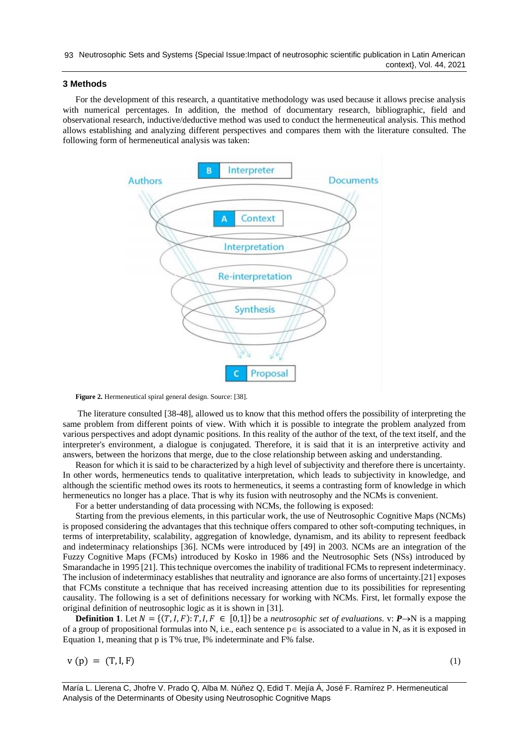## 3 Methods

For the development of this research, a quantitative methodology was used because it allows precise analysis with numerical percentages. In addition, the method of documentary research, bibliographic, field and observational research, inductive/deductive method was used to conduct the hermeneutical analysis. This method allows establishing and analyzing different perspectives and compares them with the literature consulted. The following form of hermeneutical analysis was taken:

**Figure 2.** Hermeneutical spiral general design. Source: [38].

The literature consulted [38-48], allowed us to know that this method offers the possibility of interpreting the same problem from different points of view. With which it is possible to integrate the problem analyzed from various perspectives and adopt dynamic positions. In this reality of the author of the text, of the text itself, and the interpreter's environment, a dialogue is conjugated. Therefore, it is said that it is an interpretive activity and answers, between the horizons that merge, due to the close relationship between asking and understanding.

Reason for which it is said to be characterized by a high level of subjectivity and therefore there is uncertainty. In other words, hermeneutics tends to qualitative interpretation, which leads to subjectivity in knowledge, and although the scientific method owes its roots to hermeneutics, it seems a contrasting form of knowledge in which hermeneutics no longer has a place. That is why its fusion with neutrosophy and the NCMs is convenient.

For a better understanding of data processing with NCMs, the following is exposed:

Starting from the previous elements, in this particular work, the use of Neutrosophic Cognitive Maps (NCMs) is proposed considering the advantages that this technique offers compared to other soft-computing techniques, in terms of interpretability, scalability, aggregation of knowledge, dynamism, and its ability to represent feedback and indeterminacy relationships [36]. NCMs were introduced by [49] in 2003. NCMs are an integration of the Fuzzy Cognitive Maps (FCMs) introduced by Kosko in 1986 and the Neutrosophic Sets (NSs) introduced by Smarandache in 1995 [21]. This technique overcomes the inability of traditional FCMs to represent indeterminacy. The inclusion of indeterminacy establishes that neutrality and ignorance are also forms of uncertainty.[21] exposes that FCMs constitute a technique that has received increasing attention due to its possibilities for representing causality. The following is a set of definitions necessary for working with NCMs. First, let formally expose the original definition of neutrosophic logic as it is shown in [31].

**Definition 1**. Let $N = \{(T, I, F): T, I, F \in [0,1]\}$ be a *neutrosophic set of evaluations*. v: $\boldsymbol{P} \rightarrow$N is a mapping of a group of propositional formulas into N, i.e., each sentence p∈ is associated to a value in N, as it is exposed in Equation 1, meaning that p is T% true, I% indeterminate and F% false.

$$v(p) = (T, I, F) \tag{1}$$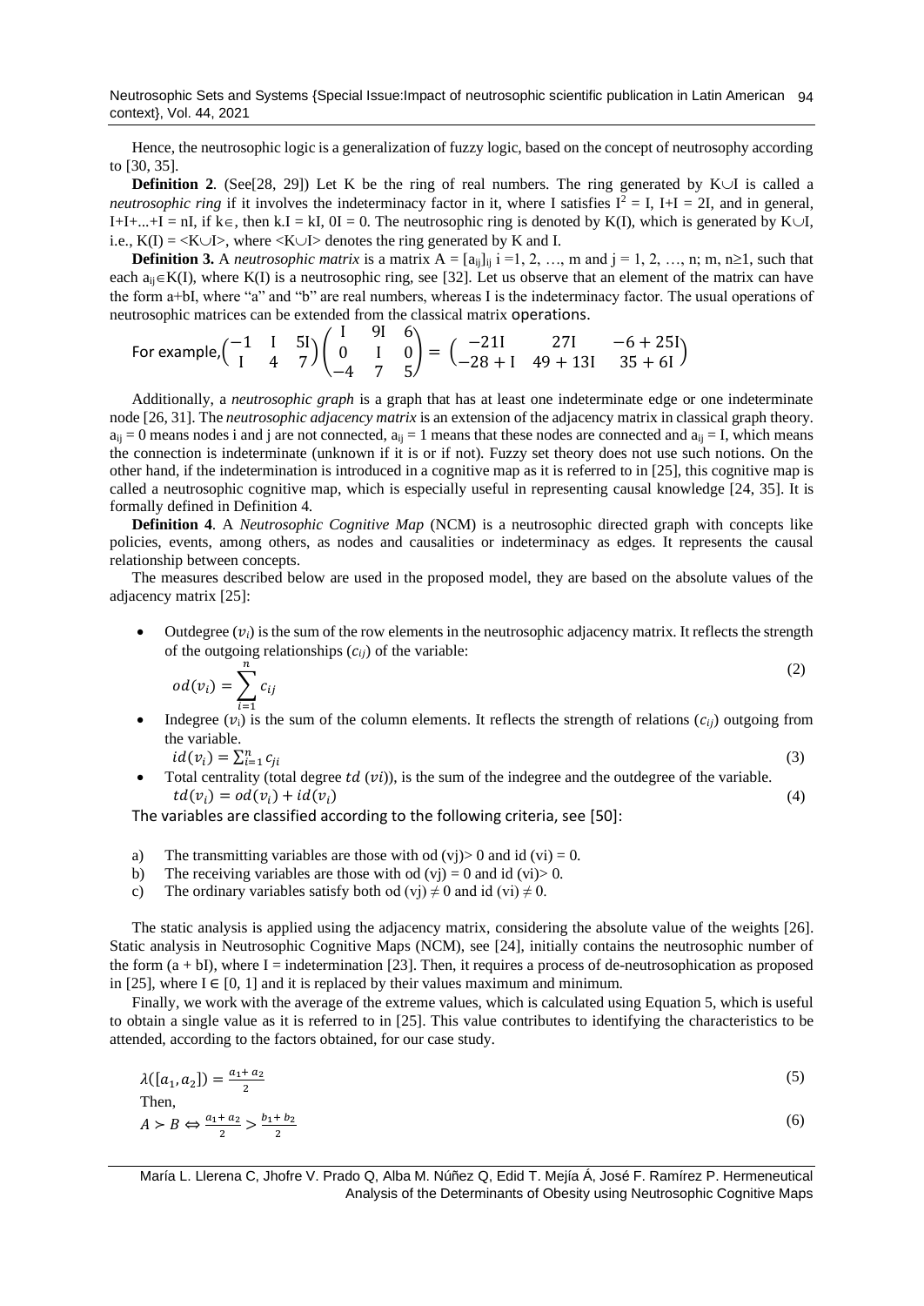Hence, the neutrosophic logic is a generalization of fuzzy logic, based on the concept of neutrosophy according to [30, 35].

**Definition 2**. (See[28, 29]) Let K be the ring of real numbers. The ring generated by K∪I is called a *neutrosophic ring* if it involves the indeterminacy factor in it, where I satisfies $I^2 = I$, I+I = 2I, and in general, I+I+...+I = nI, if k∈, then k.I = kI, 0I = 0. The neutrosophic ring is denoted by K(I), which is generated by K∪I, i.e., K(I) = <K∪I>, where <K∪I> denotes the ring generated by K and I.

**Definition 3.** A *neutrosophic matrix* is a matrix $A = [a_{ij}]_{ij}$ i =1, 2, …, m and j = 1, 2, …, n; m, n≥1, such that each $a_{ij} \in K(I)$, where K(I) is a neutrosophic ring, see [32]. Let us observe that an element of the matrix can have the form a+bI, where "a" and "b" are real numbers, whereas I is the indeterminacy factor. The usual operations of neutrosophic matrices can be extended from the classical matrix operations.

For example, $\begin{pmatrix} -1 & I & 5I \\ I & 4 & 7 \end{pmatrix} \begin{pmatrix} I & 9I & 6 \\ 0 & I & 0 \\ -4 & 7 & 5 \end{pmatrix} = \begin{pmatrix} -21I & 27I & -6+25I \\ -28+I & 49+13I & 35+6I \end{pmatrix}$

Additionally, a *neutrosophic graph* is a graph that has at least one indeterminate edge or one indeterminate node [26, 31]. The *neutrosophic adjacency matrix* is an extension of the adjacency matrix in classical graph theory. $a_{ij} = 0$ means nodes i and j are not connected, $a_{ij} = 1$ means that these nodes are connected and $a_{ij} = I$, which means the connection is indeterminate (unknown if it is or if not). Fuzzy set theory does not use such notions. On the other hand, if the indetermination is introduced in a cognitive map as it is referred to in [25], this cognitive map is called a neutrosophic cognitive map, which is especially useful in representing causal knowledge [24, 35]. It is formally defined in Definition 4.

**Definition 4**. A *Neutrosophic Cognitive Map* (NCM) is a neutrosophic directed graph with concepts like policies, events, among others, as nodes and causalities or indeterminacy as edges. It represents the causal relationship between concepts.

The measures described below are used in the proposed model, they are based on the absolute values of the adjacency matrix [25]:

- Outdegree ($v_i$) is the sum of the row elements in the neutrosophic adjacency matrix. It reflects the strength of the outgoing relationships ($c_{ij}$) of the variable:

$$od(v_i) = \sum_{i=1}^{n} c_{ij} \tag{2}$$

- Indegree ($v_i$) is the sum of the column elements. It reflects the strength of relations ($c_{ij}$) outgoing from the variable.

$$id(v_i) = \sum_{i=1}^{n} c_{ji} \tag{3}$$

- Total centrality (total degree $td$ ($vi$)), is the sum of the indegree and the outdegree of the variable.

$$td(v_i) = od(v_i) + id(v_i) \tag{4}$$

The variables are classified according to the following criteria, see [50]:

a) The transmitting variables are those with od (vj)> 0 and id (vi) = 0.

b) The receiving variables are those with od (vj) = 0 and id (vi)> 0.

c) The ordinary variables satisfy both od (vj) ≠ 0 and id (vi) ≠ 0.

The static analysis is applied using the adjacency matrix, considering the absolute value of the weights [26]. Static analysis in Neutrosophic Cognitive Maps (NCM), see [24], initially contains the neutrosophic number of the form (a + bI), where I = indetermination [23]. Then, it requires a process of de-neutrosophication as proposed in [25], where I ∈ [0, 1] and it is replaced by their values maximum and minimum.

Finally, we work with the average of the extreme values, which is calculated using Equation 5, which is useful to obtain a single value as it is referred to in [25]. This value contributes to identifying the characteristics to be attended, according to the factors obtained, for our case study.

$$\lambda([a_1, a_2]) = \frac{a_1 + a_2}{2} \tag{5}$$

Then,

$$A \succ B \Leftrightarrow \frac{a_1 + a_2}{2} > \frac{b_1 + b_2}{2} \tag{6}$$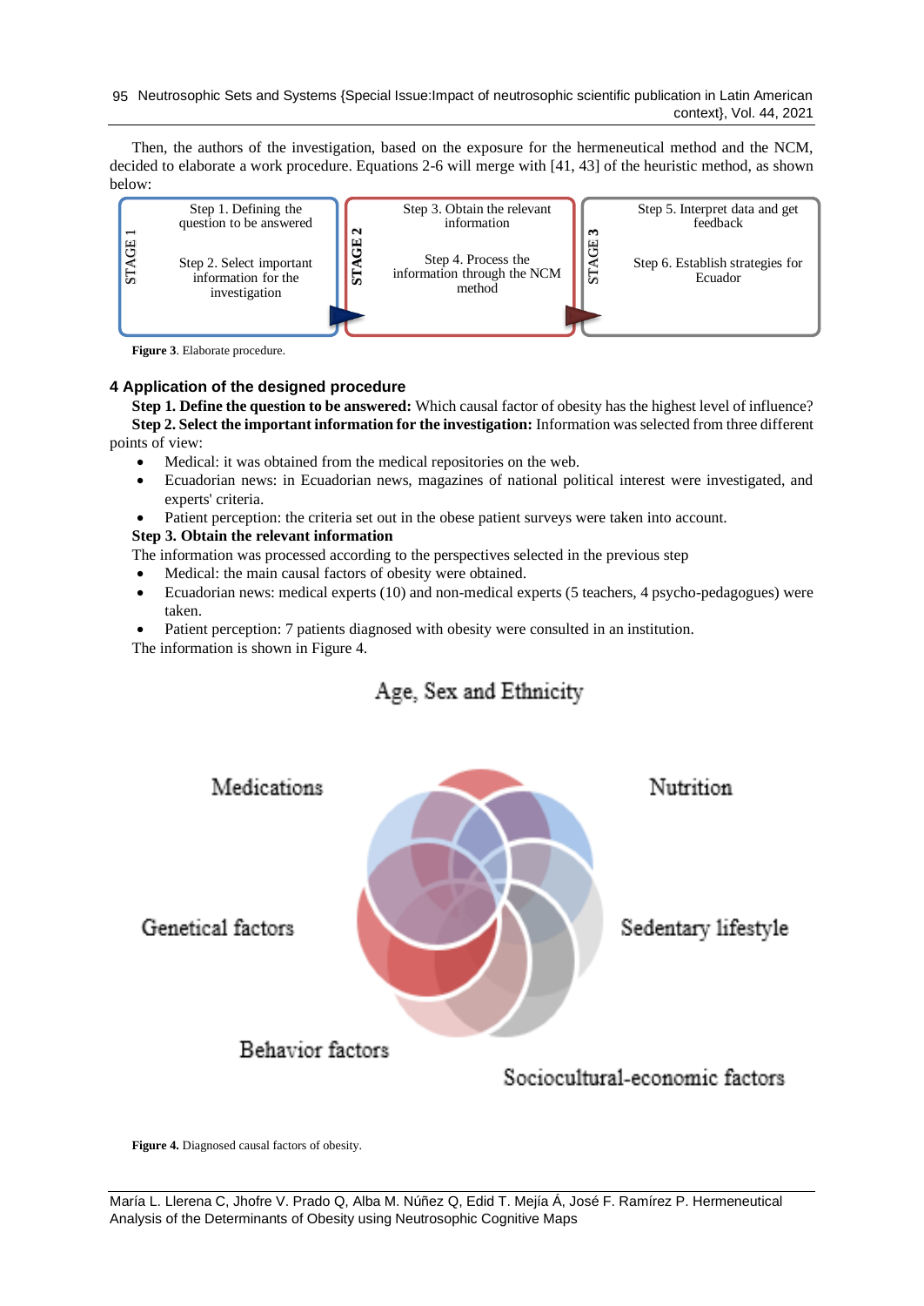Then, the authors of the investigation, based on the exposure for the hermeneutical method and the NCM, decided to elaborate a work procedure. Equations 2-6 will merge with [41, 43] of the heuristic method, as shown below:

| STAGE 1 | STAGE 2 | STAGE 3 |
| --- | --- | --- |
| Step 1. Defining the question to be answered | Step 3. Obtain the relevant information | Step 5. Interpret data and get feedback |
| Step 2. Select important information for the investigation | Step 4. Process the information through the NCM method | Step 6. Establish strategies for Ecuador |

**Figure 3**. Elaborate procedure.

## 4 Application of the designed procedure

**Step 1. Define the question to be answered:** Which causal factor of obesity has the highest level of influence?

**Step 2. Select the important information for the investigation:** Information was selected from three different points of view:

- Medical: it was obtained from the medical repositories on the web.
- Ecuadorian news: in Ecuadorian news, magazines of national political interest were investigated, and experts' criteria.
- Patient perception: the criteria set out in the obese patient surveys were taken into account.

**Step 3. Obtain the relevant information**

The information was processed according to the perspectives selected in the previous step

- Medical: the main causal factors of obesity were obtained.
- Ecuadorian news: medical experts (10) and non-medical experts (5 teachers, 4 psycho-pedagogues) were taken.
- Patient perception: 7 patients diagnosed with obesity were consulted in an institution.

The information is shown in Figure 4.

Age, Sex and Ethnicity

Medications

Nutrition

Genetical factors

Sedentary lifestyle

Behavior factors

Sociocultural-economic factors

**Figure 4.** Diagnosed causal factors of obesity.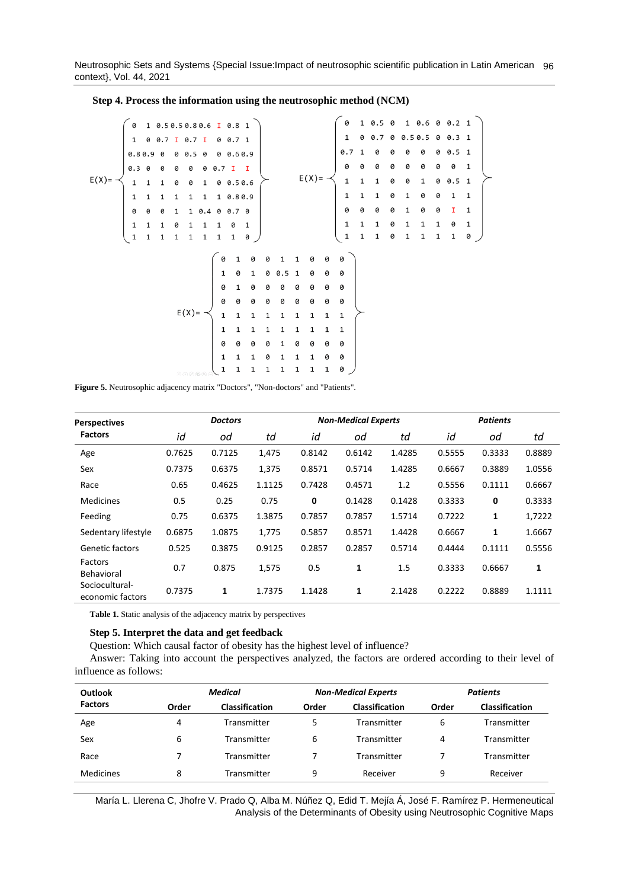**Step 4. Process the information using the neutrosophic method (NCM)**

$$E(X)=\begin{pmatrix} 0 & 1 & 0.5 & 0.5 & 0.8 & 0.6 & I & 0.8 & 1 \\ 1 & 0 & 0.7 & I & 0.7 & I & 0 & 0.7 & 1 \\ 0.8 & 0.9 & 0 & 0 & 0.5 & 0 & 0 & 0.6 & 0.9 \\ 0.3 & 0 & 0 & 0 & 0 & 0 & 0.7 & I & I \\ 1 & 1 & 1 & 0 & 0 & 1 & 0 & 0.5 & 0.6 \\ 1 & 1 & 1 & 1 & 1 & 1 & 1 & 0.8 & 0.9 \\ 0 & 0 & 0 & 1 & 1 & 0.4 & 0 & 0.7 & 0 \\ 1 & 1 & 1 & 0 & 1 & 1 & 1 & 0 & 1 \\ 1 & 1 & 1 & 1 & 1 & 1 & 1 & 1 & 0 \end{pmatrix} \quad E(X)=\begin{pmatrix} 0 & 1 & 0.5 & 0 & 1 & 0.6 & 0 & 0.2 & 1 \\ 1 & 0 & 0.7 & 0 & 0.5 & 0.5 & 0 & 0.3 & 1 \\ 0.7 & 1 & 0 & 0 & 0 & 0 & 0 & 0.5 & 1 \\ 0 & 0 & 0 & 0 & 0 & 0 & 0 & 0 & 1 \\ 1 & 1 & 1 & 0 & 0 & 1 & 0 & 0.5 & 1 \\ 1 & 1 & 1 & 0 & 1 & 0 & 0 & 1 & 1 \\ 0 & 0 & 0 & 0 & 1 & 0 & 0 & I & 1 \\ 1 & 1 & 1 & 0 & 1 & 1 & 1 & 0 & 1 \\ 1 & 1 & 1 & 0 & 1 & 1 & 1 & 1 & 0 \end{pmatrix}$$

$$E(X)=\begin{pmatrix} 0 & 1 & 0 & 0 & 1 & 1 & 0 & 0 & 0 \\ 1 & 0 & 1 & 0 & 0.5 & 1 & 0 & 0 & 0 \\ 0 & 1 & 0 & 0 & 0 & 0 & 0 & 0 & 0 \\ 0 & 0 & 0 & 0 & 0 & 0 & 0 & 0 & 0 \\ 1 & 1 & 1 & 1 & 1 & 1 & 1 & 1 & 1 \\ 1 & 1 & 1 & 1 & 1 & 1 & 1 & 1 & 1 \\ 0 & 0 & 0 & 0 & 1 & 0 & 0 & 0 & 0 \\ 1 & 1 & 1 & 0 & 1 & 1 & 1 & 0 & 0 \\ 1 & 1 & 1 & 1 & 1 & 1 & 1 & 1 & 0 \end{pmatrix}$$

**Figure 5.** Neutrosophic adjacency matrix "Doctors", "Non-doctors" and "Patients".

| **Perspectives** | ***Doctors*** | | | ***Non-Medical Experts*** | | | ***Patients*** | | |
|---|---|---|---|---|---|---|---|---|---|
| **Factors** | *id* | *od* | *td* | *id* | *od* | *td* | *id* | *od* | *td* |
| Age | 0.7625 | 0.7125 | 1,475 | 0.8142 | 0.6142 | 1.4285 | 0.5555 | 0.3333 | 0.8889 |
| Sex | 0.7375 | 0.6375 | 1,375 | 0.8571 | 0.5714 | 1.4285 | 0.6667 | 0.3889 | 1.0556 |
| Race | 0.65 | 0.4625 | 1.1125 | 0.7428 | 0.4571 | 1.2 | 0.5556 | 0.1111 | 0.6667 |
| Medicines | 0.5 | 0.25 | 0.75 | **0** | 0.1428 | 0.1428 | 0.3333 | **0** | 0.3333 |
| Feeding | 0.75 | 0.6375 | 1.3875 | 0.7857 | 0.7857 | 1.5714 | 0.7222 | **1** | 1,7222 |
| Sedentary lifestyle | 0.6875 | 1.0875 | 1,775 | 0.5857 | 0.8571 | 1.4428 | 0.6667 | **1** | 1.6667 |
| Genetic factors | 0.525 | 0.3875 | 0.9125 | 0.2857 | 0.2857 | 0.5714 | 0.4444 | 0.1111 | 0.5556 |
| Factors Behavioral | 0.7 | 0.875 | 1,575 | 0.5 | **1** | 1.5 | 0.3333 | 0.6667 | **1** |
| Sociocultural-economic factors | 0.7375 | **1** | 1.7375 | 1.1428 | **1** | 2.1428 | 0.2222 | 0.8889 | 1.1111 |

**Table 1.** Static analysis of the adjacency matrix by perspectives

**Step 5. Interpret the data and get feedback**

Question: Which causal factor of obesity has the highest level of influence?

Answer: Taking into account the perspectives analyzed, the factors are ordered according to their level of influence as follows:

| **Outlook** | ***Medical*** | | ***Non-Medical Experts*** | | ***Patients*** | |
|---|---|---|---|---|---|---|
| **Factors** | **Order** | **Classification** | **Order** | **Classification** | **Order** | **Classification** |
| Age | 4 | Transmitter | 5 | Transmitter | 6 | Transmitter |
| Sex | 6 | Transmitter | 6 | Transmitter | 4 | Transmitter |
| Race | 7 | Transmitter | 7 | Transmitter | 7 | Transmitter |
| Medicines | 8 | Transmitter | 9 | Receiver | 9 | Receiver |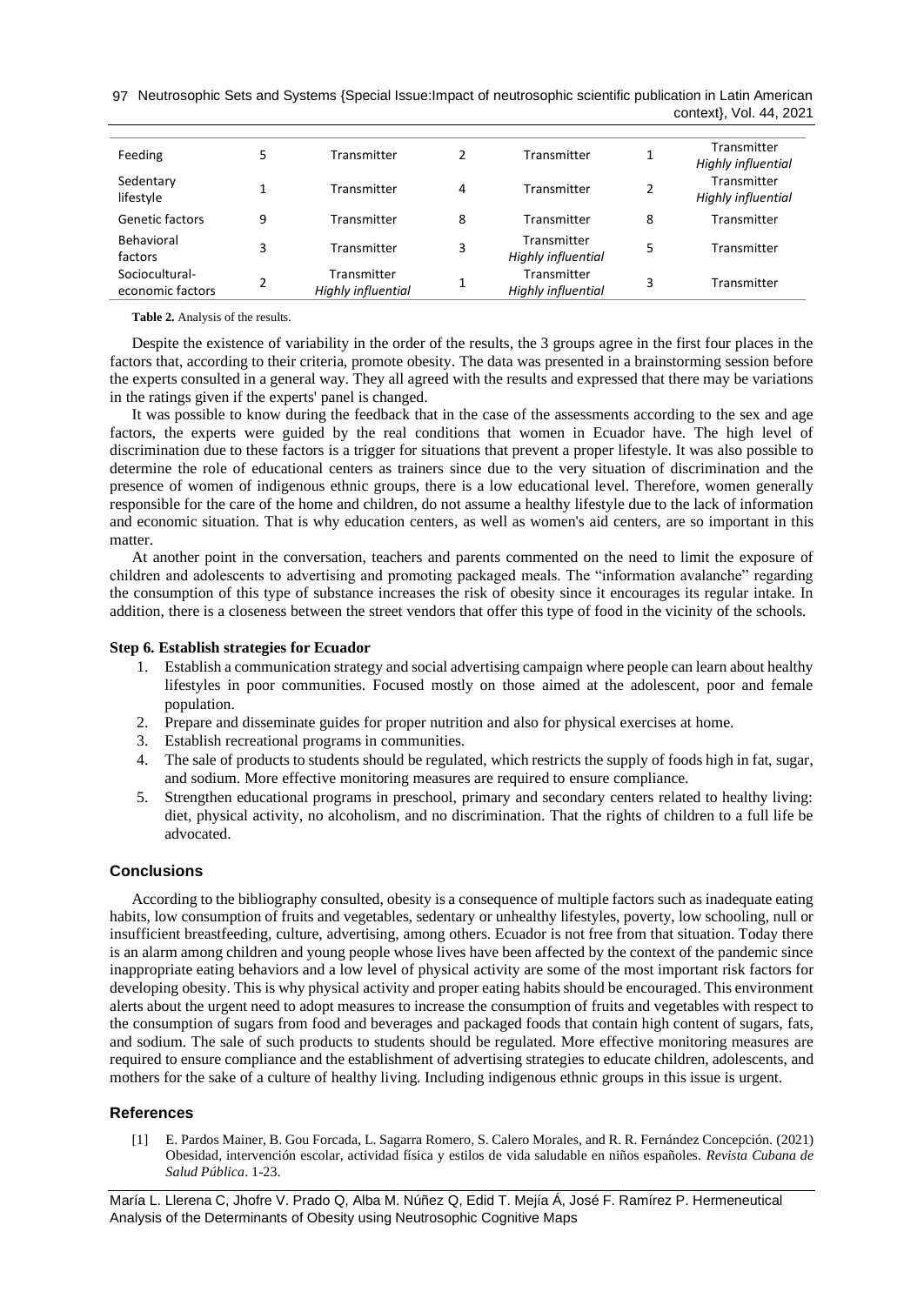| Feeding | 5 | Transmitter | 2 | Transmitter | 1 | Transmitter *Highly influential* |
|---|---|---|---|---|---|---|
| Sedentary lifestyle | 1 | Transmitter | 4 | Transmitter | 2 | Transmitter *Highly influential* |
| Genetic factors | 9 | Transmitter | 8 | Transmitter | 8 | Transmitter |
| Behavioral factors | 3 | Transmitter | 3 | Transmitter *Highly influential* | 5 | Transmitter |
| Sociocultural-economic factors | 2 | Transmitter *Highly influential* | 1 | Transmitter *Highly influential* | 3 | Transmitter |

**Table 2.** Analysis of the results.

Despite the existence of variability in the order of the results, the 3 groups agree in the first four places in the factors that, according to their criteria, promote obesity. The data was presented in a brainstorming session before the experts consulted in a general way. They all agreed with the results and expressed that there may be variations in the ratings given if the experts' panel is changed.

It was possible to know during the feedback that in the case of the assessments according to the sex and age factors, the experts were guided by the real conditions that women in Ecuador have. The high level of discrimination due to these factors is a trigger for situations that prevent a proper lifestyle. It was also possible to determine the role of educational centers as trainers since due to the very situation of discrimination and the presence of women of indigenous ethnic groups, there is a low educational level. Therefore, women generally responsible for the care of the home and children, do not assume a healthy lifestyle due to the lack of information and economic situation. That is why education centers, as well as women's aid centers, are so important in this matter.

At another point in the conversation, teachers and parents commented on the need to limit the exposure of children and adolescents to advertising and promoting packaged meals. The "information avalanche" regarding the consumption of this type of substance increases the risk of obesity since it encourages its regular intake. In addition, there is a closeness between the street vendors that offer this type of food in the vicinity of the schools.

**Step 6. Establish strategies for Ecuador**

1. Establish a communication strategy and social advertising campaign where people can learn about healthy lifestyles in poor communities. Focused mostly on those aimed at the adolescent, poor and female population.
2. Prepare and disseminate guides for proper nutrition and also for physical exercises at home.
3. Establish recreational programs in communities.
4. The sale of products to students should be regulated, which restricts the supply of foods high in fat, sugar, and sodium. More effective monitoring measures are required to ensure compliance.
5. Strengthen educational programs in preschool, primary and secondary centers related to healthy living: diet, physical activity, no alcoholism, and no discrimination. That the rights of children to a full life be advocated.

## Conclusions

According to the bibliography consulted, obesity is a consequence of multiple factors such as inadequate eating habits, low consumption of fruits and vegetables, sedentary or unhealthy lifestyles, poverty, low schooling, null or insufficient breastfeeding, culture, advertising, among others. Ecuador is not free from that situation. Today there is an alarm among children and young people whose lives have been affected by the context of the pandemic since inappropriate eating behaviors and a low level of physical activity are some of the most important risk factors for developing obesity. This is why physical activity and proper eating habits should be encouraged. This environment alerts about the urgent need to adopt measures to increase the consumption of fruits and vegetables with respect to the consumption of sugars from food and beverages and packaged foods that contain high content of sugars, fats, and sodium. The sale of such products to students should be regulated. More effective monitoring measures are required to ensure compliance and the establishment of advertising strategies to educate children, adolescents, and mothers for the sake of a culture of healthy living. Including indigenous ethnic groups in this issue is urgent.

## References

[1] E. Pardos Mainer, B. Gou Forcada, L. Sagarra Romero, S. Calero Morales, and R. R. Fernández Concepción. (2021) Obesidad, intervención escolar, actividad física y estilos de vida saludable en niños españoles. *Revista Cubana de Salud Pública*. 1-23.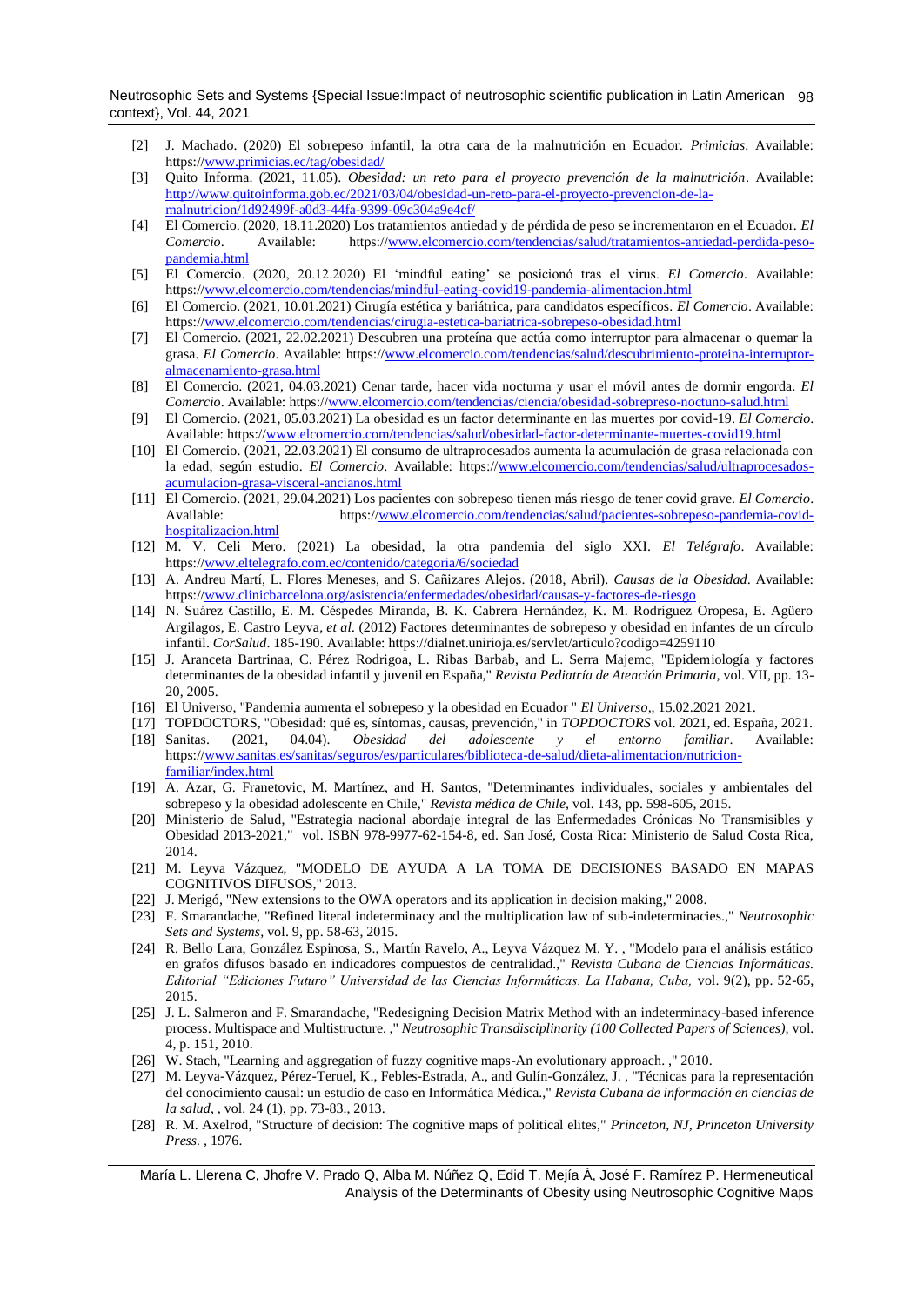[2] J. Machado. (2020) El sobrepeso infantil, la otra cara de la malnutrición en Ecuador. *Primicias*. Available: https://www.primicias.ec/tag/obesidad/

[3] Quito Informa. (2021, 11.05). *Obesidad: un reto para el proyecto prevención de la malnutrición*. Available: http://www.quitoinforma.gob.ec/2021/03/04/obesidad-un-reto-para-el-proyecto-prevencion-de-la-malnutricion/1d92499f-a0d3-44fa-9399-09c304a9e4cf/

[4] El Comercio. (2020, 18.11.2020) Los tratamientos antiedad y de pérdida de peso se incrementaron en el Ecuador. *El Comercio*. Available: https://www.elcomercio.com/tendencias/salud/tratamientos-antiedad-perdida-peso-pandemia.html

[5] El Comercio. (2020, 20.12.2020) El 'mindful eating' se posicionó tras el virus. *El Comercio*. Available: https://www.elcomercio.com/tendencias/mindful-eating-covid19-pandemia-alimentacion.html

[6] El Comercio. (2021, 10.01.2021) Cirugía estética y bariátrica, para candidatos específicos. *El Comercio*. Available: https://www.elcomercio.com/tendencias/cirugia-estetica-bariatrica-sobrepeso-obesidad.html

[7] El Comercio. (2021, 22.02.2021) Descubren una proteína que actúa como interruptor para almacenar o quemar la grasa. *El Comercio*. Available: https://www.elcomercio.com/tendencias/salud/descubrimiento-proteina-interruptor-almacenamiento-grasa.html

[8] El Comercio. (2021, 04.03.2021) Cenar tarde, hacer vida nocturna y usar el móvil antes de dormir engorda. *El Comercio*. Available: https://www.elcomercio.com/tendencias/ciencia/obesidad-sobrepreso-noctuno-salud.html

[9] El Comercio. (2021, 05.03.2021) La obesidad es un factor determinante en las muertes por covid-19. *El Comercio*. Available: https://www.elcomercio.com/tendencias/salud/obesidad-factor-determinante-muertes-covid19.html

[10] El Comercio. (2021, 22.03.2021) El consumo de ultraprocesados aumenta la acumulación de grasa relacionada con la edad, según estudio. *El Comercio*. Available: https://www.elcomercio.com/tendencias/salud/ultraprocesados-acumulacion-grasa-visceral-ancianos.html

[11] El Comercio. (2021, 29.04.2021) Los pacientes con sobrepeso tienen más riesgo de tener covid grave. *El Comercio*. Available: https://www.elcomercio.com/tendencias/salud/pacientes-sobrepeso-pandemia-covid-hospitalizacion.html

[12] M. V. Celi Mero. (2021) La obesidad, la otra pandemia del siglo XXI. *El Telégrafo*. Available: https://www.eltelegrafo.com.ec/contenido/categoria/6/sociedad

[13] A. Andreu Martí, L. Flores Meneses, and S. Cañizares Alejos. (2018, Abril). *Causas de la Obesidad*. Available: https://www.clinicbarcelona.org/asistencia/enfermedades/obesidad/causas-y-factores-de-riesgo

[14] N. Suárez Castillo, E. M. Céspedes Miranda, B. K. Cabrera Hernández, K. M. Rodríguez Oropesa, E. Agüero Argilagos, E. Castro Leyva, *et al.* (2012) Factores determinantes de sobrepeso y obesidad en infantes de un círculo infantil. *CorSalud*. 185-190. Available: https://dialnet.unirioja.es/servlet/articulo?codigo=4259110

[15] J. Aranceta Bartrinaa, C. Pérez Rodrigoa, L. Ribas Barbab, and L. Serra Majemc, "Epidemiología y factores determinantes de la obesidad infantil y juvenil en España," *Revista Pediatría de Atención Primaria*, vol. VII, pp. 13-20, 2005.

[16] El Universo, "Pandemia aumenta el sobrepeso y la obesidad en Ecuador " *El Universo,*, 15.02.2021 2021.

[17] TOPDOCTORS, "Obesidad: qué es, síntomas, causas, prevención," in *TOPDOCTORS* vol. 2021, ed. España, 2021.

[18] Sanitas. (2021, 04.04). *Obesidad del adolescente y el entorno familiar*. Available: https://www.sanitas.es/sanitas/seguros/es/particulares/biblioteca-de-salud/dieta-alimentacion/nutricion-familiar/index.html

[19] A. Azar, G. Franetovic, M. Martínez, and H. Santos, "Determinantes individuales, sociales y ambientales del sobrepeso y la obesidad adolescente en Chile," *Revista médica de Chile*, vol. 143, pp. 598-605, 2015.

[20] Ministerio de Salud, "Estrategia nacional abordaje integral de las Enfermedades Crónicas No Transmisibles y Obesidad 2013-2021," vol. ISBN 978-9977-62-154-8, ed. San José, Costa Rica: Ministerio de Salud Costa Rica, 2014.

[21] M. Leyva Vázquez, "MODELO DE AYUDA A LA TOMA DE DECISIONES BASADO EN MAPAS COGNITIVOS DIFUSOS," 2013.

[22] J. Merigó, "New extensions to the OWA operators and its application in decision making," 2008.

[23] F. Smarandache, "Refined literal indeterminacy and the multiplication law of sub-indeterminacies.," *Neutrosophic Sets and Systems*, vol. 9, pp. 58-63, 2015.

[24] R. Bello Lara, González Espinosa, S., Martín Ravelo, A., Leyva Vázquez M. Y. , "Modelo para el análisis estático en grafos difusos basado en indicadores compuestos de centralidad.," *Revista Cubana de Ciencias Informáticas. Editorial "Ediciones Futuro" Universidad de las Ciencias Informáticas. La Habana, Cuba,* vol. 9(2), pp. 52-65, 2015.

[25] J. L. Salmeron and F. Smarandache, "Redesigning Decision Matrix Method with an indeterminacy-based inference process. Multispace and Multistructure. ," *Neutrosophic Transdisciplinarity (100 Collected Papers of Sciences)*, vol. 4, p. 151, 2010.

[26] W. Stach, "Learning and aggregation of fuzzy cognitive maps-An evolutionary approach. ," 2010.

[27] M. Leyva-Vázquez, Pérez-Teruel, K., Febles-Estrada, A., and Gulín-González, J. , "Técnicas para la representación del conocimiento causal: un estudio de caso en Informática Médica.," *Revista Cubana de información en ciencias de la salud*, , vol. 24 (1), pp. 73-83., 2013.

[28] R. M. Axelrod, "Structure of decision: The cognitive maps of political elites," *Princeton, NJ, Princeton University Press.* , 1976.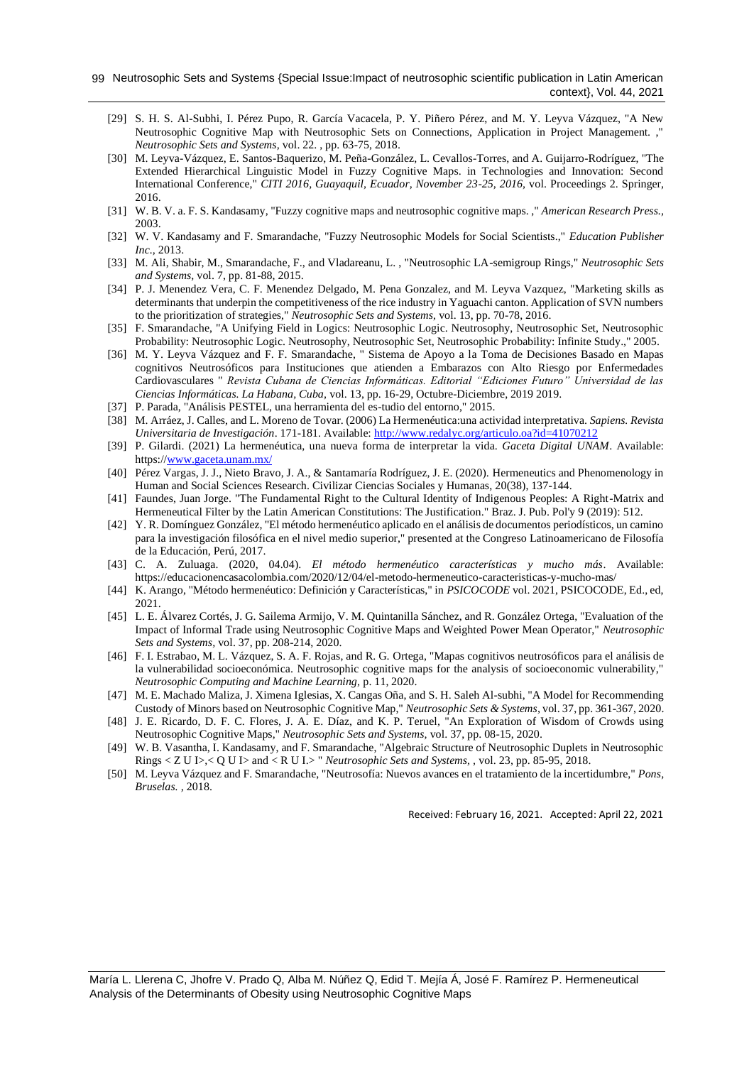[29] S. H. S. Al-Subhi, I. Pérez Pupo, R. García Vacacela, P. Y. Piñero Pérez, and M. Y. Leyva Vázquez, "A New Neutrosophic Cognitive Map with Neutrosophic Sets on Connections, Application in Project Management. ," *Neutrosophic Sets and Systems*, vol. 22. , pp. 63-75, 2018.

[30] M. Leyva-Vázquez, E. Santos-Baquerizo, M. Peña-González, L. Cevallos-Torres, and A. Guijarro-Rodríguez, "The Extended Hierarchical Linguistic Model in Fuzzy Cognitive Maps. in Technologies and Innovation: Second International Conference," *CITI 2016, Guayaquil, Ecuador, November 23-25, 2016*, vol. Proceedings 2. Springer, 2016.

[31] W. B. V. a. F. S. Kandasamy, "Fuzzy cognitive maps and neutrosophic cognitive maps. ," *American Research Press.*, 2003.

[32] W. V. Kandasamy and F. Smarandache, "Fuzzy Neutrosophic Models for Social Scientists.," *Education Publisher Inc.*, 2013.

[33] M. Ali, Shabir, M., Smarandache, F., and Vladareanu, L. , "Neutrosophic LA-semigroup Rings," *Neutrosophic Sets and Systems*, vol. 7, pp. 81-88, 2015.

[34] P. J. Menendez Vera, C. F. Menendez Delgado, M. Pena Gonzalez, and M. Leyva Vazquez, "Marketing skills as determinants that underpin the competitiveness of the rice industry in Yaguachi canton. Application of SVN numbers to the prioritization of strategies," *Neutrosophic Sets and Systems*, vol. 13, pp. 70-78, 2016.

[35] F. Smarandache, "A Unifying Field in Logics: Neutrosophic Logic. Neutrosophy, Neutrosophic Set, Neutrosophic Probability: Neutrosophic Logic. Neutrosophy, Neutrosophic Set, Neutrosophic Probability: Infinite Study.," 2005.

[36] M. Y. Leyva Vázquez and F. F. Smarandache, " Sistema de Apoyo a la Toma de Decisiones Basado en Mapas cognitivos Neutrosóficos para Instituciones que atienden a Embarazos con Alto Riesgo por Enfermedades Cardiovasculares " *Revista Cubana de Ciencias Informáticas. Editorial "Ediciones Futuro" Universidad de las Ciencias Informáticas. La Habana, Cuba*, vol. 13, pp. 16-29, Octubre-Diciembre, 2019 2019.

[37] P. Parada, "Análisis PESTEL, una herramienta del es-tudio del entorno," 2015.

[38] M. Arráez, J. Calles, and L. Moreno de Tovar. (2006) La Hermenéutica:una actividad interpretativa. *Sapiens. Revista Universitaria de Investigación*. 171-181. Available: http://www.redalyc.org/articulo.oa?id=41070212

[39] P. Gilardi. (2021) La hermenéutica, una nueva forma de interpretar la vida. *Gaceta Digital UNAM*. Available: https://www.gaceta.unam.mx/

[40] Pérez Vargas, J. J., Nieto Bravo, J. A., & Santamaría Rodríguez, J. E. (2020). Hermeneutics and Phenomenology in Human and Social Sciences Research. Civilizar Ciencias Sociales y Humanas, 20(38), 137-144.

[41] Faundes, Juan Jorge. "The Fundamental Right to the Cultural Identity of Indigenous Peoples: A Right-Matrix and Hermeneutical Filter by the Latin American Constitutions: The Justification." Braz. J. Pub. Pol'y 9 (2019): 512.

[42] Y. R. Domínguez González, "El método hermenéutico aplicado en el análisis de documentos periodísticos, un camino para la investigación filosófica en el nivel medio superior," presented at the Congreso Latinoamericano de Filosofía de la Educación, Perú, 2017.

[43] C. A. Zuluaga. (2020, 04.04). *El método hermenéutico características y mucho más*. Available: https://educacionencasacolombia.com/2020/12/04/el-metodo-hermeneutico-caracteristicas-y-mucho-mas/

[44] K. Arango, "Método hermenéutico: Definición y Características," in *PSICOCODE* vol. 2021, PSICOCODE, Ed., ed, 2021.

[45] L. E. Álvarez Cortés, J. G. Sailema Armijo, V. M. Quintanilla Sánchez, and R. González Ortega, "Evaluation of the Impact of Informal Trade using Neutrosophic Cognitive Maps and Weighted Power Mean Operator," *Neutrosophic Sets and Systems*, vol. 37, pp. 208-214, 2020.

[46] F. I. Estrabao, M. L. Vázquez, S. A. F. Rojas, and R. G. Ortega, "Mapas cognitivos neutrosóficos para el análisis de la vulnerabilidad socioeconómica. Neutrosophic cognitive maps for the analysis of socioeconomic vulnerability," *Neutrosophic Computing and Machine Learning*, p. 11, 2020.

[47] M. E. Machado Maliza, J. Ximena Iglesias, X. Cangas Oña, and S. H. Saleh Al-subhi, "A Model for Recommending Custody of Minors based on Neutrosophic Cognitive Map," *Neutrosophic Sets & Systems*, vol. 37, pp. 361-367, 2020.

[48] J. E. Ricardo, D. F. C. Flores, J. A. E. Díaz, and K. P. Teruel, "An Exploration of Wisdom of Crowds using Neutrosophic Cognitive Maps," *Neutrosophic Sets and Systems*, vol. 37, pp. 08-15, 2020.

[49] W. B. Vasantha, I. Kandasamy, and F. Smarandache, "Algebraic Structure of Neutrosophic Duplets in Neutrosophic Rings < Z U I>,< Q U I> and < R U I.> " *Neutrosophic Sets and Systems*, , vol. 23, pp. 85-95, 2018.

[50] M. Leyva Vázquez and F. Smarandache, "Neutrosofía: Nuevos avances en el tratamiento de la incertidumbre," *Pons, Bruselas.* , 2018.

Received: February 16, 2021. Accepted: April 22, 2021